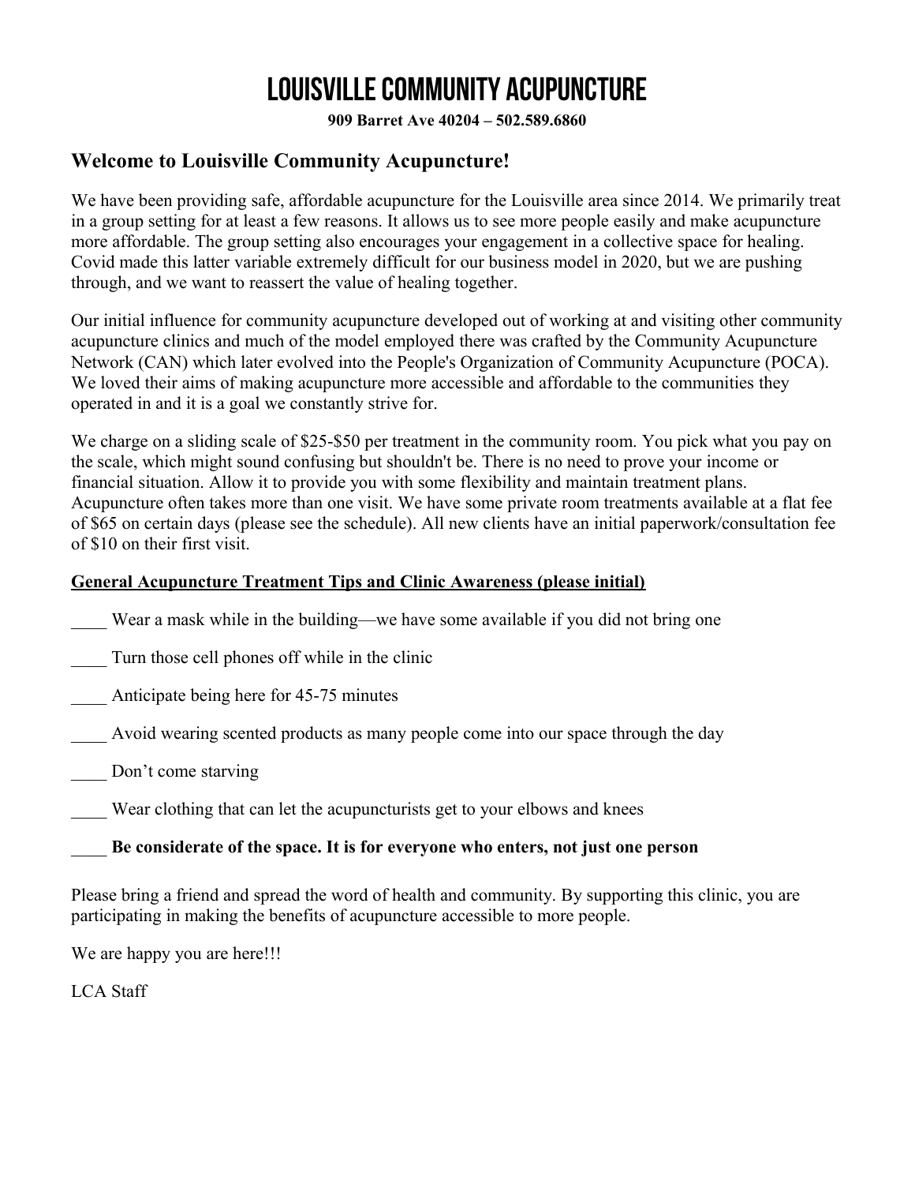# LOUISVILLE COMMUNITY ACUPUNCTURE

**909 Barret Ave 40204 – 502.589.6860**

## Welcome to Louisville Community Acupuncture!

We have been providing safe, affordable acupuncture for the Louisville area since 2014. We primarily treat in a group setting for at least a few reasons. It allows us to see more people easily and make acupuncture more affordable. The group setting also encourages your engagement in a collective space for healing. Covid made this latter variable extremely difficult for our business model in 2020, but we are pushing through, and we want to reassert the value of healing together.

Our initial influence for community acupuncture developed out of working at and visiting other community acupuncture clinics and much of the model employed there was crafted by the Community Acupuncture Network (CAN) which later evolved into the People's Organization of Community Acupuncture (POCA). We loved their aims of making acupuncture more accessible and affordable to the communities they operated in and it is a goal we constantly strive for.

We charge on a sliding scale of $25-$50 per treatment in the community room. You pick what you pay on the scale, which might sound confusing but shouldn't be. There is no need to prove your income or financial situation. Allow it to provide you with some flexibility and maintain treatment plans. Acupuncture often takes more than one visit. We have some private room treatments available at a flat fee of $65 on certain days (please see the schedule). All new clients have an initial paperwork/consultation fee of $10 on their first visit.

**General Acupuncture Treatment Tips and Clinic Awareness (please initial)**

____ Wear a mask while in the building—we have some available if you did not bring one

____ Turn those cell phones off while in the clinic

____ Anticipate being here for 45-75 minutes

____ Avoid wearing scented products as many people come into our space through the day

____ Don't come starving

____ Wear clothing that can let the acupuncturists get to your elbows and knees

____ **Be considerate of the space. It is for everyone who enters, not just one person**

Please bring a friend and spread the word of health and community. By supporting this clinic, you are participating in making the benefits of acupuncture accessible to more people.

We are happy you are here!!!

LCA Staff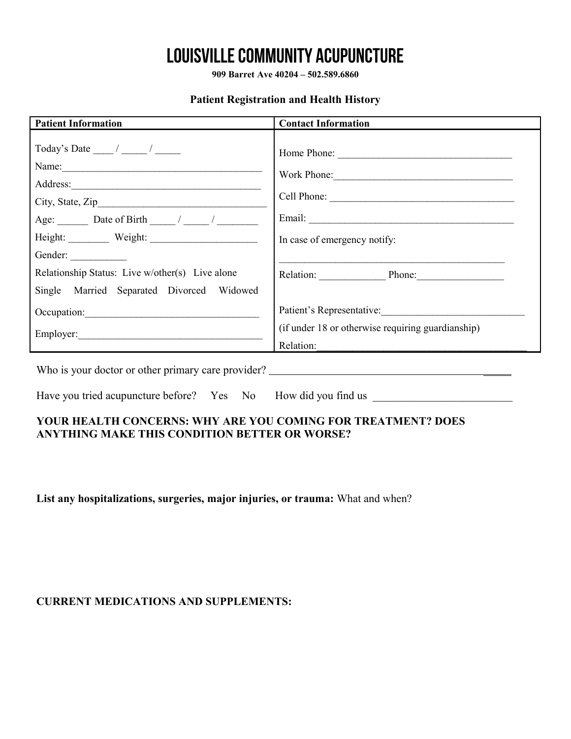# LOUISVILLE COMMUNITY ACUPUNCTURE

**909 Barret Ave 40204 – 502.589.6860**

**Patient Registration and Health History**

| **Patient Information** | **Contact Information** |
| --- | --- |
| Today's Date ____ / _____ / _____ | Home Phone: ___________________________________ |
| Name:________________________________________ | Work Phone:_____________________________________ |
| Address:______________________________________ | Cell Phone: ______________________________________ |
| City, State, Zip__________________________________ | Email: __________________________________________ |
| Age: ______ Date of Birth _____ / _____ / ________ | In case of emergency notify: |
| Height: ________ Weight: _____________________ | _______________________________________________ |
| Gender: ___________ | Relation: _____________ Phone:_________________ |
| Relationship Status: Live w/other(s) Live alone | |
| Single Married Separated Divorced Widowed | Patient's Representative:____________________________ |
| Occupation:___________________________________ | (if under 18 or otherwise requiring guardianship) |
| Employer:_____________________________________ | Relation:_________________________________________ |

Who is your doctor or other primary care provider? _______________________________________________

Have you tried acupuncture before? Yes No How did you find us __________________________

**YOUR HEALTH CONCERNS: WHY ARE YOU COMING FOR TREATMENT? DOES ANYTHING MAKE THIS CONDITION BETTER OR WORSE?**

**List any hospitalizations, surgeries, major injuries, or trauma:** What and when?

**CURRENT MEDICATIONS AND SUPPLEMENTS:**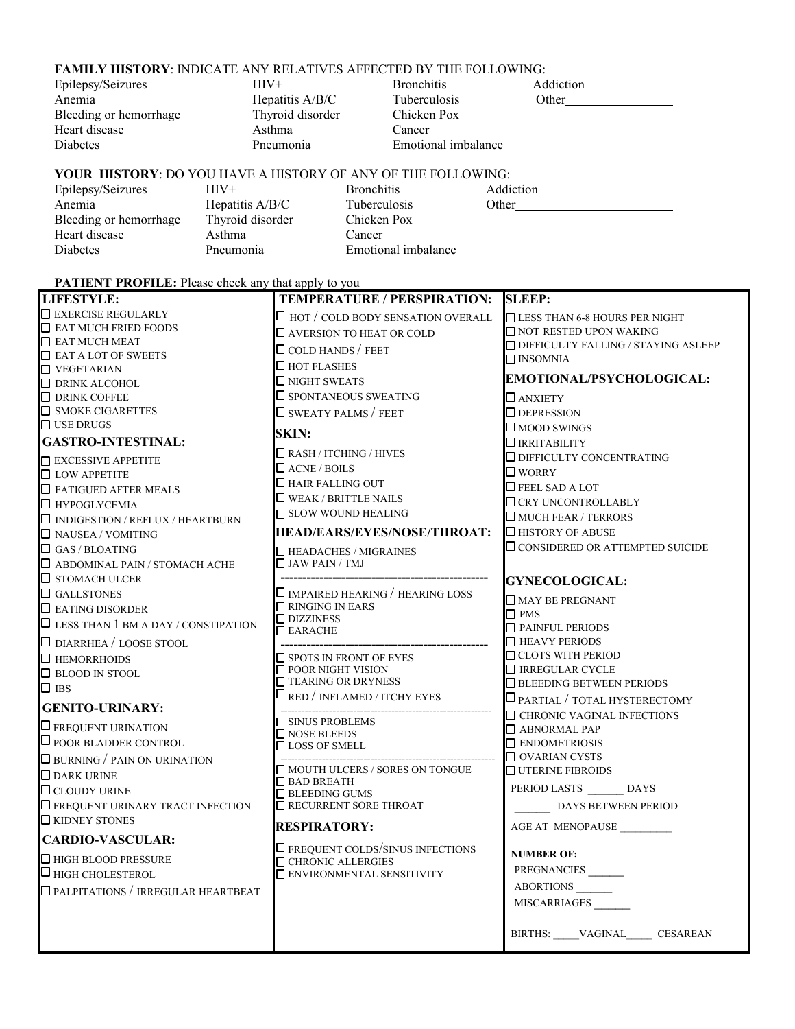**FAMILY HISTORY**: INDICATE ANY RELATIVES AFFECTED BY THE FOLLOWING:

| | | | |
|---|---|---|---|
| Epilepsy/Seizures | HIV+ | Bronchitis | Addiction |
| Anemia | Hepatitis A/B/C | Tuberculosis | Other________________ |
| Bleeding or hemorrhage | Thyroid disorder | Chicken Pox | |
| Heart disease | Asthma | Cancer | |
| Diabetes | Pneumonia | Emotional imbalance | |

**YOUR HISTORY**: DO YOU HAVE A HISTORY OF ANY OF THE FOLLOWING:

| | | | |
|---|---|---|---|
| Epilepsy/Seizures | HIV+ | Bronchitis | Addiction |
| Anemia | Hepatitis A/B/C | Tuberculosis | Other________________________ |
| Bleeding or hemorrhage | Thyroid disorder | Chicken Pox | |
| Heart disease | Asthma | Cancer | |
| Diabetes | Pneumonia | Emotional imbalance | |

**PATIENT PROFILE:** Please check any that apply to you

**LIFESTYLE:**
- ☐ EXERCISE REGULARLY
- ☐ EAT MUCH FRIED FOODS
- ☐ EAT MUCH MEAT
- ☐ EAT A LOT OF SWEETS
- ☐ VEGETARIAN
- ☐ DRINK ALCOHOL
- ☐ DRINK COFFEE
- ☐ SMOKE CIGARETTES
- ☐ USE DRUGS

**GASTRO-INTESTINAL:**
- ☐ EXCESSIVE APPETITE
- ☐ LOW APPETITE
- ☐ FATIGUED AFTER MEALS
- ☐ HYPOGLYCEMIA
- ☐ INDIGESTION / REFLUX / HEARTBURN
- ☐ NAUSEA / VOMITING
- ☐ GAS / BLOATING
- ☐ ABDOMINAL PAIN / STOMACH ACHE
- ☐ STOMACH ULCER
- ☐ GALLSTONES
- ☐ EATING DISORDER
- ☐ LESS THAN 1 BM A DAY / CONSTIPATION
- ☐ DIARRHEA / LOOSE STOOL
- ☐ HEMORRHOIDS
- ☐ BLOOD IN STOOL
- ☐ IBS

**GENITO-URINARY:**
- ☐ FREQUENT URINATION
- ☐ POOR BLADDER CONTROL
- ☐ BURNING / PAIN ON URINATION
- ☐ DARK URINE
- ☐ CLOUDY URINE
- ☐ FREQUENT URINARY TRACT INFECTION
- ☐ KIDNEY STONES

**CARDIO-VASCULAR:**
- ☐ HIGH BLOOD PRESSURE
- ☐ HIGH CHOLESTEROL
- ☐ PALPITATIONS / IRREGULAR HEARTBEAT

**TEMPERATURE / PERSPIRATION:**
- ☐ HOT / COLD BODY SENSATION OVERALL
- ☐ AVERSION TO HEAT OR COLD
- ☐ COLD HANDS / FEET
- ☐ HOT FLASHES
- ☐ NIGHT SWEATS
- ☐ SPONTANEOUS SWEATING
- ☐ SWEATY PALMS / FEET

**SKIN:**
- ☐ RASH / ITCHING / HIVES
- ☐ ACNE / BOILS
- ☐ HAIR FALLING OUT
- ☐ WEAK / BRITTLE NAILS
- ☐ SLOW WOUND HEALING

**HEAD/EARS/EYES/NOSE/THROAT:**
- ☐ HEADACHES / MIGRAINES
- ☐ JAW PAIN / TMJ

---

- ☐ IMPAIRED HEARING / HEARING LOSS
- ☐ RINGING IN EARS
- ☐ DIZZINESS
- ☐ EARACHE

---

- ☐ SPOTS IN FRONT OF EYES
- ☐ POOR NIGHT VISION
- ☐ TEARING OR DRYNESS
- ☐ RED / INFLAMED / ITCHY EYES

---

- ☐ SINUS PROBLEMS
- ☐ NOSE BLEEDS
- ☐ LOSS OF SMELL

---

- ☐ MOUTH ULCERS / SORES ON TONGUE
- ☐ BAD BREATH
- ☐ BLEEDING GUMS
- ☐ RECURRENT SORE THROAT

**RESPIRATORY:**
- ☐ FREQUENT COLDS/SINUS INFECTIONS
- ☐ CHRONIC ALLERGIES
- ☐ ENVIRONMENTAL SENSITIVITY

**SLEEP:**
- ☐ LESS THAN 6-8 HOURS PER NIGHT
- ☐ NOT RESTED UPON WAKING
- ☐ DIFFICULTY FALLING / STAYING ASLEEP
- ☐ INSOMNIA

**EMOTIONAL/PSYCHOLOGICAL:**
- ☐ ANXIETY
- ☐ DEPRESSION
- ☐ MOOD SWINGS
- ☐ IRRITABILITY
- ☐ DIFFICULTY CONCENTRATING
- ☐ WORRY
- ☐ FEEL SAD A LOT
- ☐ CRY UNCONTROLLABLY
- ☐ MUCH FEAR / TERRORS
- ☐ HISTORY OF ABUSE
- ☐ CONSIDERED OR ATTEMPTED SUICIDE

**GYNECOLOGICAL:**
- ☐ MAY BE PREGNANT
- ☐ PMS
- ☐ PAINFUL PERIODS
- ☐ HEAVY PERIODS
- ☐ CLOTS WITH PERIOD
- ☐ IRREGULAR CYCLE
- ☐ BLEEDING BETWEEN PERIODS
- ☐ PARTIAL / TOTAL HYSTERECTOMY
- ☐ CHRONIC VAGINAL INFECTIONS
- ☐ ABNORMAL PAP
- ☐ ENDOMETRIOSIS
- ☐ OVARIAN CYSTS
- ☐ UTERINE FIBROIDS

PERIOD LASTS ______ DAYS

______ DAYS BETWEEN PERIOD

AGE AT MENOPAUSE _________

**NUMBER OF:**

PREGNANCIES ______

ABORTIONS ______

MISCARRIAGES ______

BIRTHS: _____VAGINAL_____ CESAREAN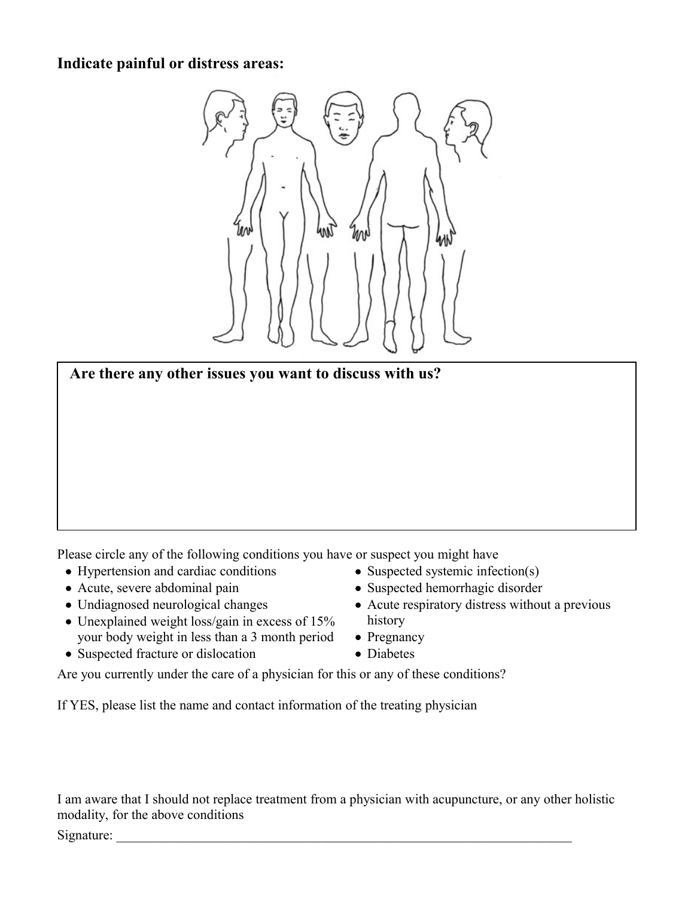**Indicate painful or distress areas:**

**Are there any other issues you want to discuss with us?**

Please circle any of the following conditions you have or suspect you might have

- Hypertension and cardiac conditions
- Acute, severe abdominal pain
- Undiagnosed neurological changes
- Unexplained weight loss/gain in excess of 15% your body weight in less than a 3 month period
- Suspected fracture or dislocation
- Suspected systemic infection(s)
- Suspected hemorrhagic disorder
- Acute respiratory distress without a previous history
- Pregnancy
- Diabetes

Are you currently under the care of a physician for this or any of these conditions?

If YES, please list the name and contact information of the treating physician

I am aware that I should not replace treatment from a physician with acupuncture, or any other holistic modality, for the above conditions

Signature: ___________________________________________________________________________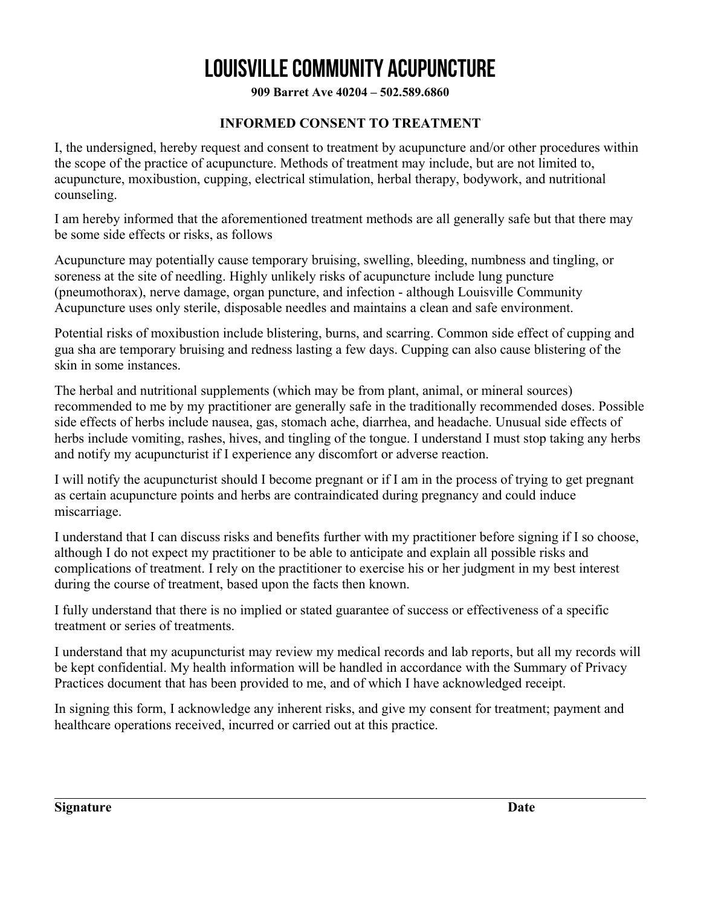# LOUISVILLE COMMUNITY ACUPUNCTURE

**909 Barret Ave 40204 – 502.589.6860**

## INFORMED CONSENT TO TREATMENT

I, the undersigned, hereby request and consent to treatment by acupuncture and/or other procedures within the scope of the practice of acupuncture. Methods of treatment may include, but are not limited to, acupuncture, moxibustion, cupping, electrical stimulation, herbal therapy, bodywork, and nutritional counseling.

I am hereby informed that the aforementioned treatment methods are all generally safe but that there may be some side effects or risks, as follows

Acupuncture may potentially cause temporary bruising, swelling, bleeding, numbness and tingling, or soreness at the site of needling. Highly unlikely risks of acupuncture include lung puncture (pneumothorax), nerve damage, organ puncture, and infection - although Louisville Community Acupuncture uses only sterile, disposable needles and maintains a clean and safe environment.

Potential risks of moxibustion include blistering, burns, and scarring. Common side effect of cupping and gua sha are temporary bruising and redness lasting a few days. Cupping can also cause blistering of the skin in some instances.

The herbal and nutritional supplements (which may be from plant, animal, or mineral sources) recommended to me by my practitioner are generally safe in the traditionally recommended doses. Possible side effects of herbs include nausea, gas, stomach ache, diarrhea, and headache. Unusual side effects of herbs include vomiting, rashes, hives, and tingling of the tongue. I understand I must stop taking any herbs and notify my acupuncturist if I experience any discomfort or adverse reaction.

I will notify the acupuncturist should I become pregnant or if I am in the process of trying to get pregnant as certain acupuncture points and herbs are contraindicated during pregnancy and could induce miscarriage.

I understand that I can discuss risks and benefits further with my practitioner before signing if I so choose, although I do not expect my practitioner to be able to anticipate and explain all possible risks and complications of treatment. I rely on the practitioner to exercise his or her judgment in my best interest during the course of treatment, based upon the facts then known.

I fully understand that there is no implied or stated guarantee of success or effectiveness of a specific treatment or series of treatments.

I understand that my acupuncturist may review my medical records and lab reports, but all my records will be kept confidential. My health information will be handled in accordance with the Summary of Privacy Practices document that has been provided to me, and of which I have acknowledged receipt.

In signing this form, I acknowledge any inherent risks, and give my consent for treatment; payment and healthcare operations received, incurred or carried out at this practice.

\_\_\_\_\_\_\_\_\_\_\_\_\_\_\_\_\_\_\_\_\_\_\_\_\_\_\_\_\_\_\_\_\_\_\_\_\_\_\_\_\_\_\_\_\_\_\_\_\_\_\_\_\_\_\_\_\_\_\_\_\_\_\_\_\_\_\_\_\_\_\_\_

**Signature** **Date**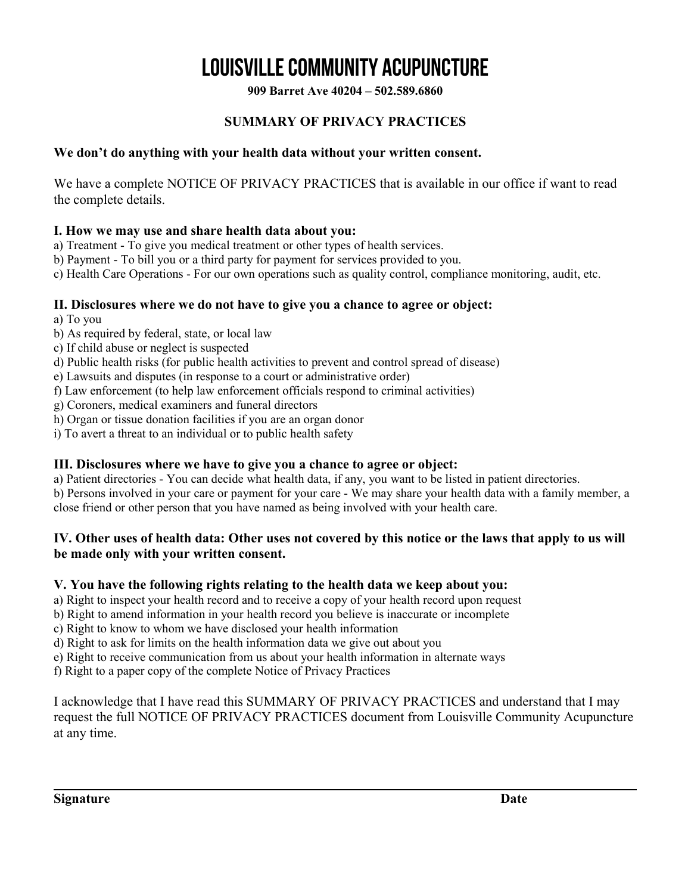# LOUISVILLE COMMUNITY ACUPUNCTURE

**909 Barret Ave 40204 – 502.589.6860**

## SUMMARY OF PRIVACY PRACTICES

**We don't do anything with your health data without your written consent.**

We have a complete NOTICE OF PRIVACY PRACTICES that is available in our office if want to read the complete details.

### I. How we may use and share health data about you:

a) Treatment - To give you medical treatment or other types of health services.
b) Payment - To bill you or a third party for payment for services provided to you.
c) Health Care Operations - For our own operations such as quality control, compliance monitoring, audit, etc.

### II. Disclosures where we do not have to give you a chance to agree or object:

a) To you
b) As required by federal, state, or local law
c) If child abuse or neglect is suspected
d) Public health risks (for public health activities to prevent and control spread of disease)
e) Lawsuits and disputes (in response to a court or administrative order)
f) Law enforcement (to help law enforcement officials respond to criminal activities)
g) Coroners, medical examiners and funeral directors
h) Organ or tissue donation facilities if you are an organ donor
i) To avert a threat to an individual or to public health safety

### III. Disclosures where we have to give you a chance to agree or object:

a) Patient directories - You can decide what health data, if any, you want to be listed in patient directories.
b) Persons involved in your care or payment for your care - We may share your health data with a family member, a close friend or other person that you have named as being involved with your health care.

### IV. Other uses of health data: Other uses not covered by this notice or the laws that apply to us will be made only with your written consent.

### V. You have the following rights relating to the health data we keep about you:

a) Right to inspect your health record and to receive a copy of your health record upon request
b) Right to amend information in your health record you believe is inaccurate or incomplete
c) Right to know to whom we have disclosed your health information
d) Right to ask for limits on the health information data we give out about you
e) Right to receive communication from us about your health information in alternate ways
f) Right to a paper copy of the complete Notice of Privacy Practices

I acknowledge that I have read this SUMMARY OF PRIVACY PRACTICES and understand that I may request the full NOTICE OF PRIVACY PRACTICES document from Louisville Community Acupuncture at any time.

______________________________________________________________________________

**Signature** **Date**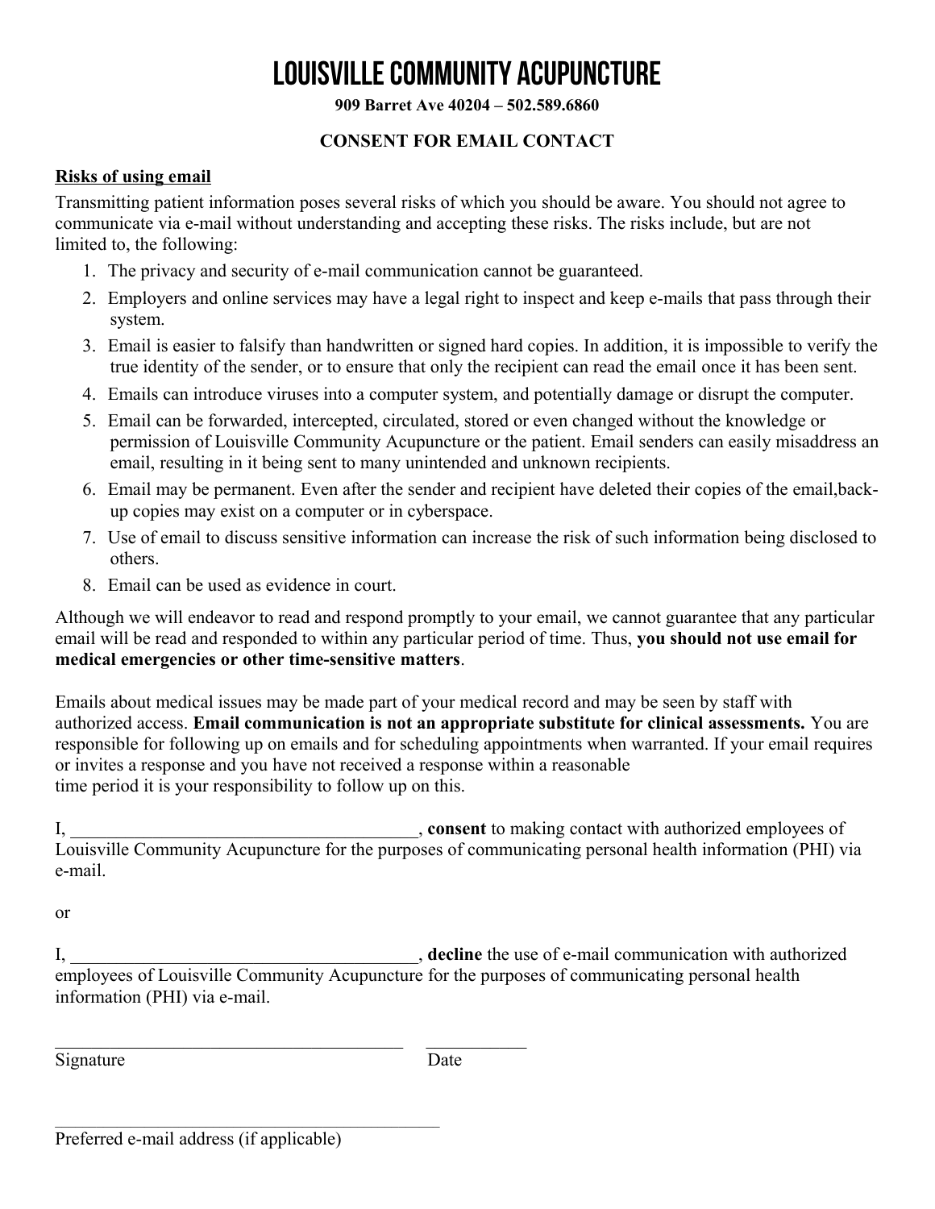# LOUISVILLE COMMUNITY ACUPUNCTURE

**909 Barret Ave 40204 – 502.589.6860**

## CONSENT FOR EMAIL CONTACT

**Risks of using email**

Transmitting patient information poses several risks of which you should be aware. You should not agree to communicate via e-mail without understanding and accepting these risks. The risks include, but are not limited to, the following:

1. The privacy and security of e-mail communication cannot be guaranteed.
2. Employers and online services may have a legal right to inspect and keep e-mails that pass through their system.
3. Email is easier to falsify than handwritten or signed hard copies. In addition, it is impossible to verify the true identity of the sender, or to ensure that only the recipient can read the email once it has been sent.
4. Emails can introduce viruses into a computer system, and potentially damage or disrupt the computer.
5. Email can be forwarded, intercepted, circulated, stored or even changed without the knowledge or permission of Louisville Community Acupuncture or the patient. Email senders can easily misaddress an email, resulting in it being sent to many unintended and unknown recipients.
6. Email may be permanent. Even after the sender and recipient have deleted their copies of the email,back-up copies may exist on a computer or in cyberspace.
7. Use of email to discuss sensitive information can increase the risk of such information being disclosed to others.
8. Email can be used as evidence in court.

Although we will endeavor to read and respond promptly to your email, we cannot guarantee that any particular email will be read and responded to within any particular period of time. Thus, **you should not use email for medical emergencies or other time-sensitive matters**.

Emails about medical issues may be made part of your medical record and may be seen by staff with authorized access. **Email communication is not an appropriate substitute for clinical assessments.** You are responsible for following up on emails and for scheduling appointments when warranted. If your email requires or invites a response and you have not received a response within a reasonable time period it is your responsibility to follow up on this.

I, _______________________________________, **consent** to making contact with authorized employees of Louisville Community Acupuncture for the purposes of communicating personal health information (PHI) via e-mail.

or

I, _______________________________________, **decline** the use of e-mail communication with authorized employees of Louisville Community Acupuncture for the purposes of communicating personal health information (PHI) via e-mail.

_______________________________________ ___________

Signature Date

_______________________________________________

Preferred e-mail address (if applicable)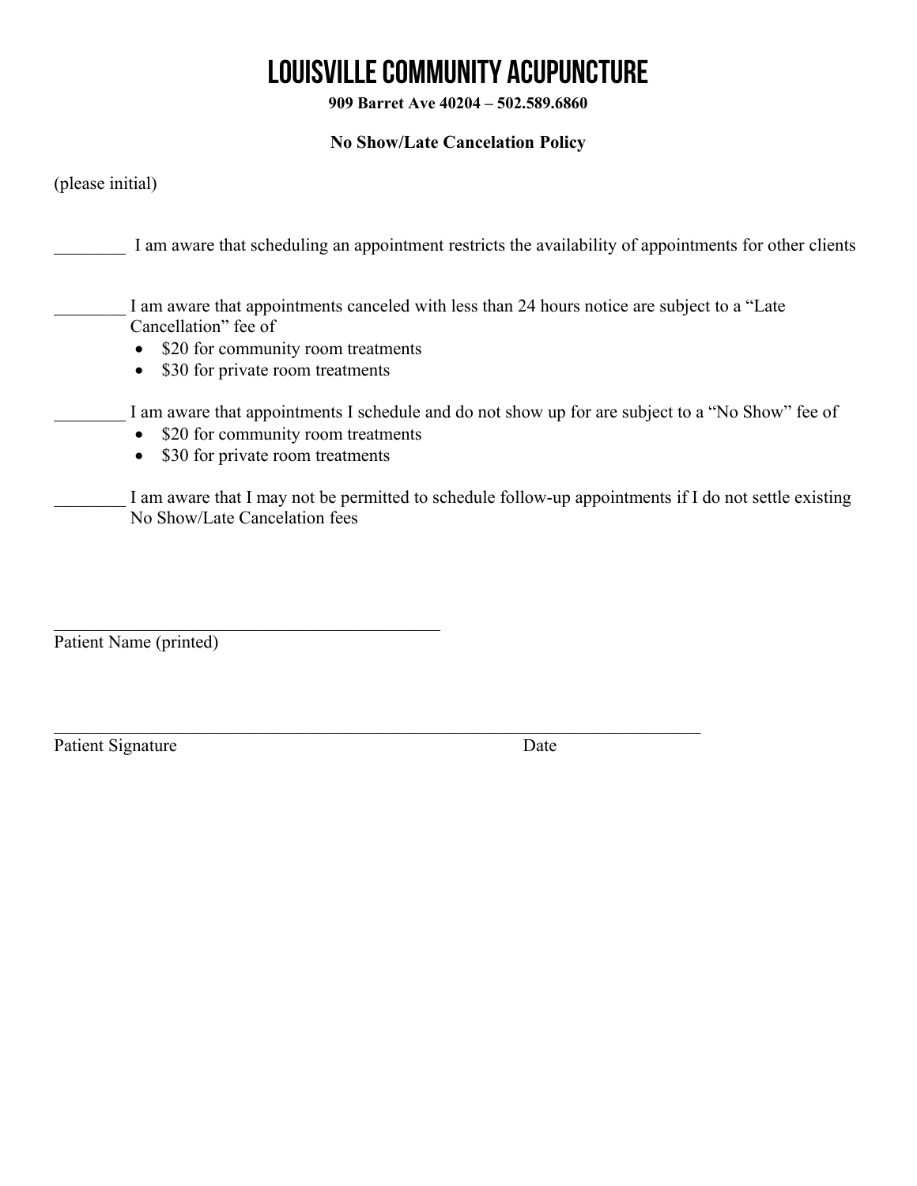# LOUISVILLE COMMUNITY ACUPUNCTURE

**909 Barret Ave 40204 – 502.589.6860**

**No Show/Late Cancelation Policy**

(please initial)

________ I am aware that scheduling an appointment restricts the availability of appointments for other clients

________ I am aware that appointments canceled with less than 24 hours notice are subject to a "Late Cancellation" fee of

- $20 for community room treatments
- $30 for private room treatments

________ I am aware that appointments I schedule and do not show up for are subject to a "No Show" fee of

- $20 for community room treatments
- $30 for private room treatments

________ I am aware that I may not be permitted to schedule follow-up appointments if I do not settle existing No Show/Late Cancelation fees

_____________________________________________

Patient Name (printed)

__________________________________________________________________________

Patient Signature                                                                                     Date